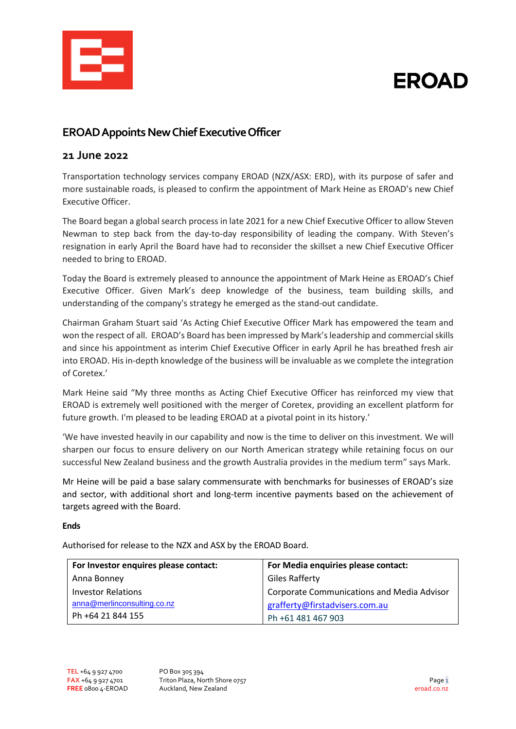# EROAD Appoints New Chief Executive Officer

## 21 June 2022

Transportation technology services company EROAD (NZX/ASX: ERD), with its purpose of safer and more sustainable roads, is pleased to confirm the appointment of Mark Heine as EROAD's new Chief Executive Officer.

The Board began a global search process in late 2021 for a new Chief Executive Officer to allow Steven Newman to step back from the day-to-day responsibility of leading the company. With Steven's resignation in early April the Board have had to reconsider the skillset a new Chief Executive Officer needed to bring to EROAD.

Today the Board is extremely pleased to announce the appointment of Mark Heine as EROAD's Chief Executive Officer. Given Mark's deep knowledge of the business, team building skills, and understanding of the company's strategy he emerged as the stand-out candidate.

Chairman Graham Stuart said 'As Acting Chief Executive Officer Mark has empowered the team and won the respect of all. EROAD's Board has been impressed by Mark's leadership and commercial skills and since his appointment as interim Chief Executive Officer in early April he has breathed fresh air into EROAD. His in-depth knowledge of the business will be invaluable as we complete the integration of Coretex.'

Mark Heine said "My three months as Acting Chief Executive Officer has reinforced my view that EROAD is extremely well positioned with the merger of Coretex, providing an excellent platform for future growth. I'm pleased to be leading EROAD at a pivotal point in its history.'

'We have invested heavily in our capability and now is the time to deliver on this investment. We will sharpen our focus to ensure delivery on our North American strategy while retaining focus on our successful New Zealand business and the growth Australia provides in the medium term" says Mark.

Mr Heine will be paid a base salary commensurate with benchmarks for businesses of EROAD's size and sector, with additional short and long-term incentive payments based on the achievement of targets agreed with the Board.

**Ends**

Authorised for release to the NZX and ASX by the EROAD Board.

| For Investor enquires please contact: | For Media enquiries please contact: |
|---|---|
| Anna Bonney | Giles Rafferty |
| Investor Relations | Corporate Communications and Media Advisor |
| anna@merlinconsulting.co.nz | grafferty@firstadvisers.com.au |
| Ph +64 21 844 155 | Ph +61 481 467 903 |

**TEL** +64 9 927 4700
**FAX** +64 9 927 4701
**FREE** 0800 4-EROAD

PO Box 305 394
Triton Plaza, North Shore 0757
Auckland, New Zealand

eroad.co.nz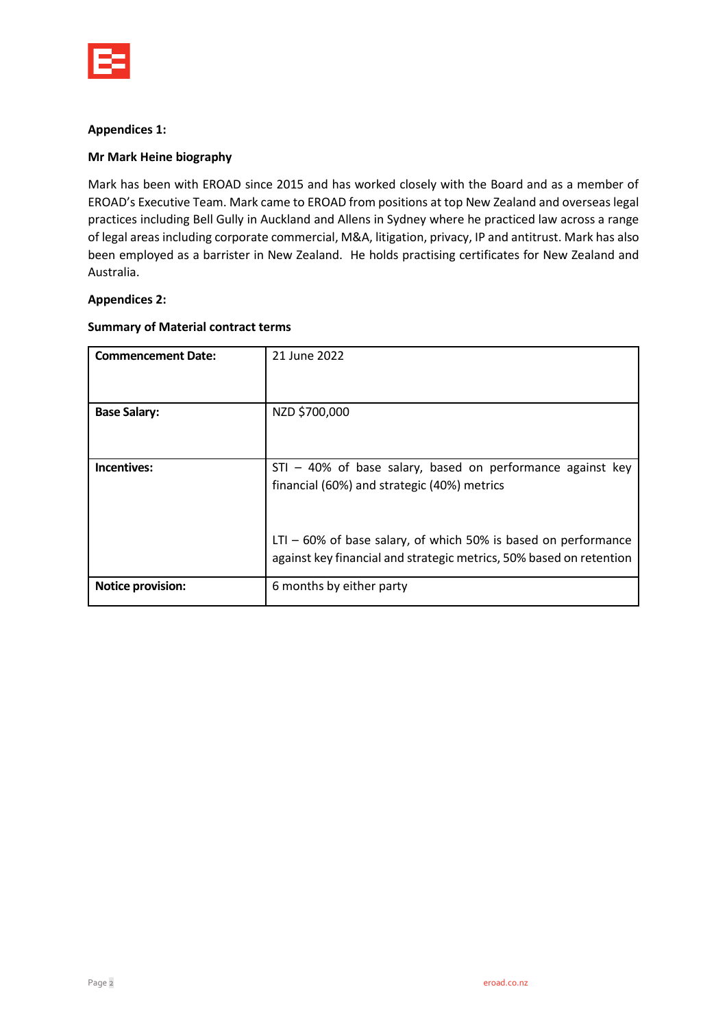**Appendices 1:**

**Mr Mark Heine biography**

Mark has been with EROAD since 2015 and has worked closely with the Board and as a member of EROAD's Executive Team. Mark came to EROAD from positions at top New Zealand and overseas legal practices including Bell Gully in Auckland and Allens in Sydney where he practiced law across a range of legal areas including corporate commercial, M&A, litigation, privacy, IP and antitrust. Mark has also been employed as a barrister in New Zealand. He holds practising certificates for New Zealand and Australia.

**Appendices 2:**

**Summary of Material contract terms**

| | |
|---|---|
| **Commencement Date:** | 21 June 2022 |
| **Base Salary:** | NZD $700,000 |
| **Incentives:** | STI – 40% of base salary, based on performance against key financial (60%) and strategic (40%) metrics<br><br>LTI – 60% of base salary, of which 50% is based on performance against key financial and strategic metrics, 50% based on retention |
| **Notice provision:** | 6 months by either party |